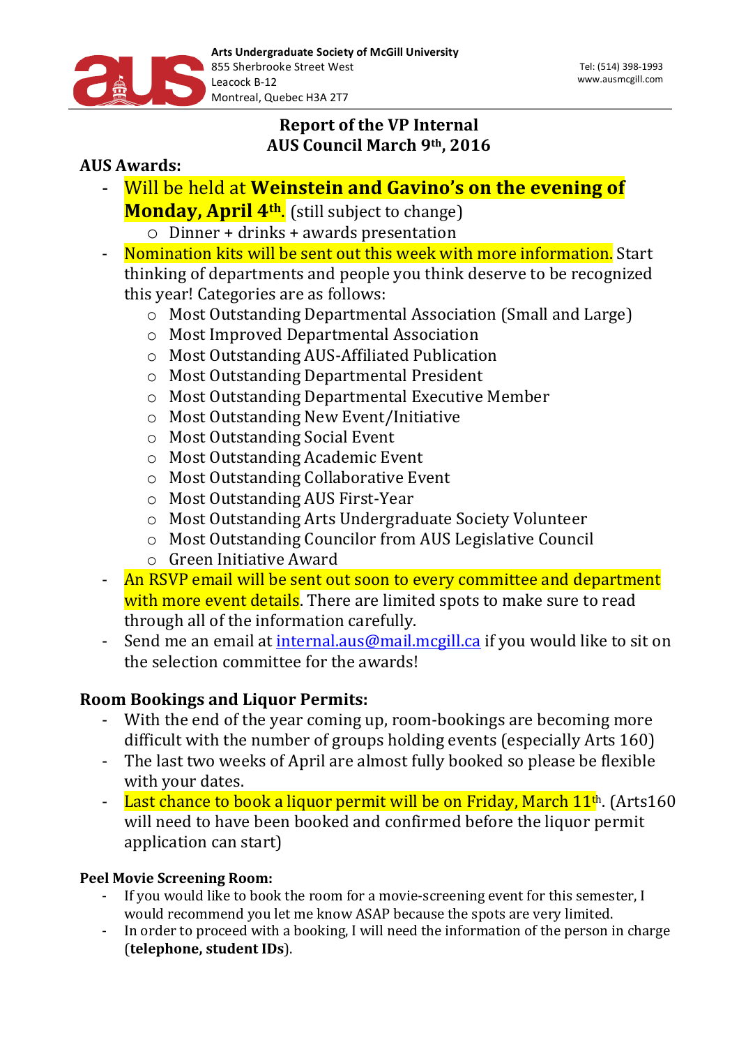Arts Undergraduate Society of McGill University
855 Sherbrooke Street West
Leacock B-12
Montreal, Quebec H3A 2T7

Tel: (514) 398-1993
www.ausmcgill.com

# Report of the VP Internal
# AUS Council March 9th, 2016

## AUS Awards:

- Will be held at **Weinstein and Gavino's on the evening of Monday, April 4th**. (still subject to change)
  - Dinner + drinks + awards presentation
- Nomination kits will be sent out this week with more information. Start thinking of departments and people you think deserve to be recognized this year! Categories are as follows:
  - Most Outstanding Departmental Association (Small and Large)
  - Most Improved Departmental Association
  - Most Outstanding AUS-Affiliated Publication
  - Most Outstanding Departmental President
  - Most Outstanding Departmental Executive Member
  - Most Outstanding New Event/Initiative
  - Most Outstanding Social Event
  - Most Outstanding Academic Event
  - Most Outstanding Collaborative Event
  - Most Outstanding AUS First-Year
  - Most Outstanding Arts Undergraduate Society Volunteer
  - Most Outstanding Councilor from AUS Legislative Council
  - Green Initiative Award
- An RSVP email will be sent out soon to every committee and department with more event details. There are limited spots to make sure to read through all of the information carefully.
- Send me an email at internal.aus@mail.mcgill.ca if you would like to sit on the selection committee for the awards!

## Room Bookings and Liquor Permits:

- With the end of the year coming up, room-bookings are becoming more difficult with the number of groups holding events (especially Arts 160)
- The last two weeks of April are almost fully booked so please be flexible with your dates.
- Last chance to book a liquor permit will be on Friday, March 11th. (Arts160 will need to have been booked and confirmed before the liquor permit application can start)

### Peel Movie Screening Room:

- If you would like to book the room for a movie-screening event for this semester, I would recommend you let me know ASAP because the spots are very limited.
- In order to proceed with a booking, I will need the information of the person in charge (**telephone, student IDs**).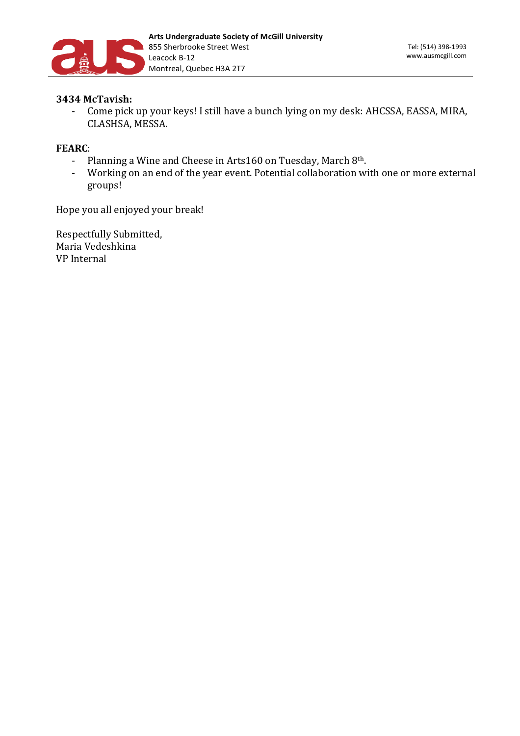**3434 McTavish:**

- Come pick up your keys! I still have a bunch lying on my desk: AHCSSA, EASSA, MIRA, CLASHSA, MESSA.

**FEARC**:

- Planning a Wine and Cheese in Arts160 on Tuesday, March 8th.
- Working on an end of the year event. Potential collaboration with one or more external groups!

Hope you all enjoyed your break!

Respectfully Submitted,
Maria Vedeshkina
VP Internal